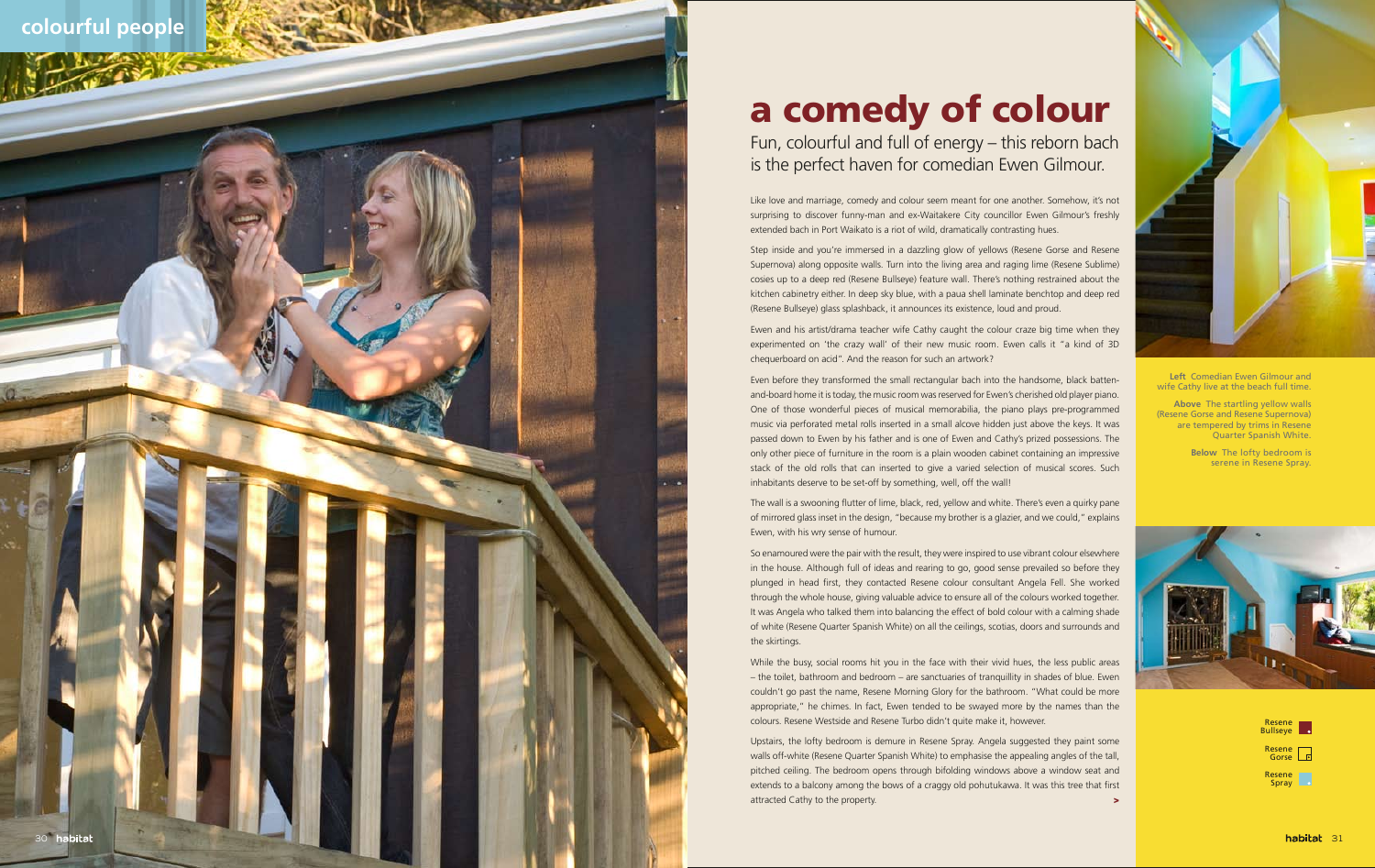colourful people

# a comedy of colour

## Fun, colourful and full of energy – this reborn bach is the perfect haven for comedian Ewen Gilmour.

Like love and marriage, comedy and colour seem meant for one another. Somehow, it's not surprising to discover funny-man and ex-Waitakere City councillor Ewen Gilmour's freshly extended bach in Port Waikato is a riot of wild, dramatically contrasting hues.

Step inside and you're immersed in a dazzling glow of yellows (Resene Gorse and Resene Supernova) along opposite walls. Turn into the living area and raging lime (Resene Sublime) cosies up to a deep red (Resene Bullseye) feature wall. There's nothing restrained about the kitchen cabinetry either. In deep sky blue, with a paua shell laminate benchtop and deep red (Resene Bullseye) glass splashback, it announces its existence, loud and proud.

Ewen and his artist/drama teacher wife Cathy caught the colour craze big time when they experimented on 'the crazy wall' of their new music room. Ewen calls it "a kind of 3D chequerboard on acid". And the reason for such an artwork?

Even before they transformed the small rectangular bach into the handsome, black batten-and-board home it is today, the music room was reserved for Ewen's cherished old player piano. One of those wonderful pieces of musical memorabilia, the piano plays pre-programmed music via perforated metal rolls inserted in a small alcove hidden just above the keys. It was passed down to Ewen by his father and is one of Ewen and Cathy's prized possessions. The only other piece of furniture in the room is a plain wooden cabinet containing an impressive stack of the old rolls that can inserted to give a varied selection of musical scores. Such inhabitants deserve to be set-off by something, well, off the wall!

The wall is a swooning flutter of lime, black, red, yellow and white. There's even a quirky pane of mirrored glass inset in the design, "because my brother is a glazier, and we could," explains Ewen, with his wry sense of humour.

So enamoured were the pair with the result, they were inspired to use vibrant colour elsewhere in the house. Although full of ideas and rearing to go, good sense prevailed so before they plunged in head first, they contacted Resene colour consultant Angela Fell. She worked through the whole house, giving valuable advice to ensure all of the colours worked together. It was Angela who talked them into balancing the effect of bold colour with a calming shade of white (Resene Quarter Spanish White) on all the ceilings, scotias, doors and surrounds and the skirtings.

While the busy, social rooms hit you in the face with their vivid hues, the less public areas – the toilet, bathroom and bedroom – are sanctuaries of tranquillity in shades of blue. Ewen couldn't go past the name, Resene Morning Glory for the bathroom. "What could be more appropriate," he chimes. In fact, Ewen tended to be swayed more by the names than the colours. Resene Westside and Resene Turbo didn't quite make it, however.

Upstairs, the lofty bedroom is demure in Resene Spray. Angela suggested they paint some walls off-white (Resene Quarter Spanish White) to emphasise the appealing angles of the tall, pitched ceiling. The bedroom opens through bifolding windows above a window seat and extends to a balcony among the bows of a craggy old pohutukawa. It was this tree that first attracted Cathy to the property. >

**Left** Comedian Ewen Gilmour and wife Cathy live at the beach full time.

**Above** The startling yellow walls (Resene Gorse and Resene Supernova) are tempered by trims in Resene Quarter Spanish White.

**Below** The lofty bedroom is serene in Resene Spray.

Resene Bullseye

Resene Gorse

Resene Spray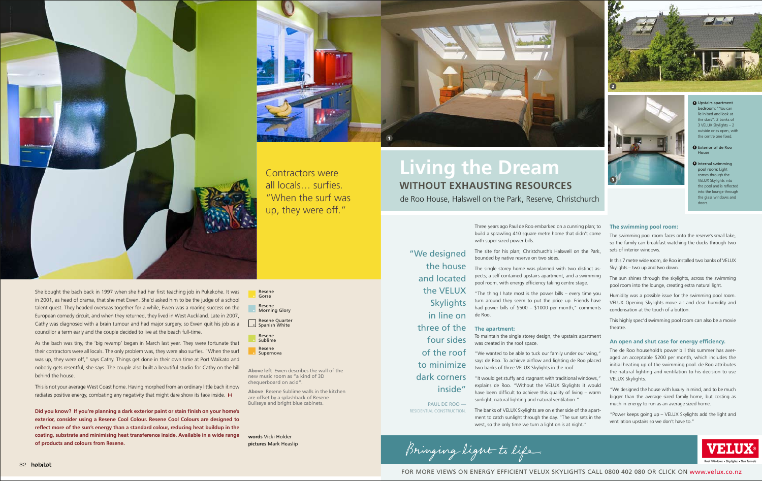Contractors were all locals… surfies. "When the surf was up, they were off."

She bought the bach back in 1997 when she had her first teaching job in Pukekohe. It was in 2001, as head of drama, that she met Ewen. She'd asked him to be the judge of a school talent quest. They headed overseas together for a while, Ewen was a roaring success on the European comedy circuit, and when they returned, they lived in West Auckland. Late in 2007, Cathy was diagnosed with a brain tumour and had major surgery, so Ewen quit his job as a councillor a term early and the couple decided to live at the beach full-time.

As the bach was tiny, the 'big revamp' began in March last year. They were fortunate that their contractors were all locals. The only problem was, they were also surfies. "When the surf was up, they were off," says Cathy. Things get done in their own time at Port Waikato and nobody gets resentful, she says. The couple also built a beautiful studio for Cathy on the hill behind the house.

This is not your average West Coast home. Having morphed from an ordinary little bach it now radiates positive energy, combating any negativity that might dare show its face inside. **H**

**Did you know? If you're planning a dark exterior paint or stain finish on your home's exterior, consider using a Resene Cool Colour. Resene Cool Colours are designed to reflect more of the sun's energy than a standard colour, reducing heat buildup in the coating, substrate and minimising heat transference inside. Available in a wide range of products and colours from Resene.**

- Resene Gorse
- Resene Morning Glory
- Resene Quarter Spanish White
- Resene Sublime
- Resene Supernova

**Above left** Ewen describes the wall of the new music room as "a kind of 3D chequerboard on acid".

**Above** Resene Sublime walls in the kitchen are offset by a splashback of Resene Bullseye and bright blue cabinets.

**words** Vicki Holder
**pictures** Mark Heaslip

# Living the Dream

## WITHOUT EXHAUSTING RESOURCES

de Roo House, Halswell on the Park, Reserve, Christchurch

**1** Upstairs apartment bedroom: "You can lie in bed and look at the stars". 2 banks of 3 VELUX Skylights – 2 outside ones open, with the centre one fixed.

**2** Exterior of de Roo House

**3** Internal swimming pool room: Light comes through the VELUX Skylights into the pool and is reflected into the lounge through the glass windows and doors.

"We designed the house and located the VELUX Skylights in line on three of the four sides of the roof to minimize dark corners inside"

PAUL DE ROO — RESIDENTIAL CONSTRUCTION.

Three years ago Paul de Roo embarked on a cunning plan; to build a sprawling 410 square metre home that didn't come with super sized power bills.

The site for his plan; Christchurch's Halswell on the Park, bounded by native reserve on two sides.

The single storey home was planned with two distinct aspects; a self contained upstairs apartment, and a swimming pool room, with energy efficiency taking centre stage.

"The thing I hate most is the power bills – every time you turn around they seem to put the price up. Friends have had power bills of $500 – $1000 per month," comments de Roo.

### The apartment:

To maintain the single storey design, the upstairs apartment was created in the roof space.

"We wanted to be able to tuck our family under our wing," says de Roo. To achieve airflow and lighting de Roo placed two banks of three VELUX Skylights in the roof.

"It would get stuffy and stagnant with traditional windows," explains de Roo. "Without the VELUX Skylights it would have been difficult to achieve this quality of living – warm sunlight, natural lighting and natural ventilation."

The banks of VELUX Skylights are on either side of the apartment to catch sunlight through the day. "The sun sets in the west, so the only time we turn a light on is at night."

### The swimming pool room:

The swimming pool room faces onto the reserve's small lake, so the family can breakfast watching the ducks through two sets of interior windows.

In this 7 metre wide room, de Roo installed two banks of VELUX Skylights – two up and two down.

The sun shines through the skylights, across the swimming pool room into the lounge, creating extra natural light.

Humidity was a possible issue for the swimming pool room. VELUX Opening Skylights move air and clear humidity and condensation at the touch of a button.

This highly spec'd swimming pool room can also be a movie theatre.

### An open and shut case for energy efficiency.

The de Roo household's power bill this summer has averaged an acceptable $200 per month, which includes the initial heating up of the swimming pool. de Roo attributes the natural lighting and ventilation to his decision to use VELUX Skylights.

"We designed the house with luxury in mind, and to be much bigger than the average sized family home, but costing as much in energy to run as an average sized home.

"Power keeps going up – VELUX Skylights add the light and ventilation upstairs so we don't have to."

*Bringing light to life*

VELUX® Roof Windows • Skylights • Sun Tunnels

FOR MORE VIEWS ON ENERGY EFFICIENT VELUX SKYLIGHTS CALL 0800 402 080 OR CLICK ON www.velux.co.nz